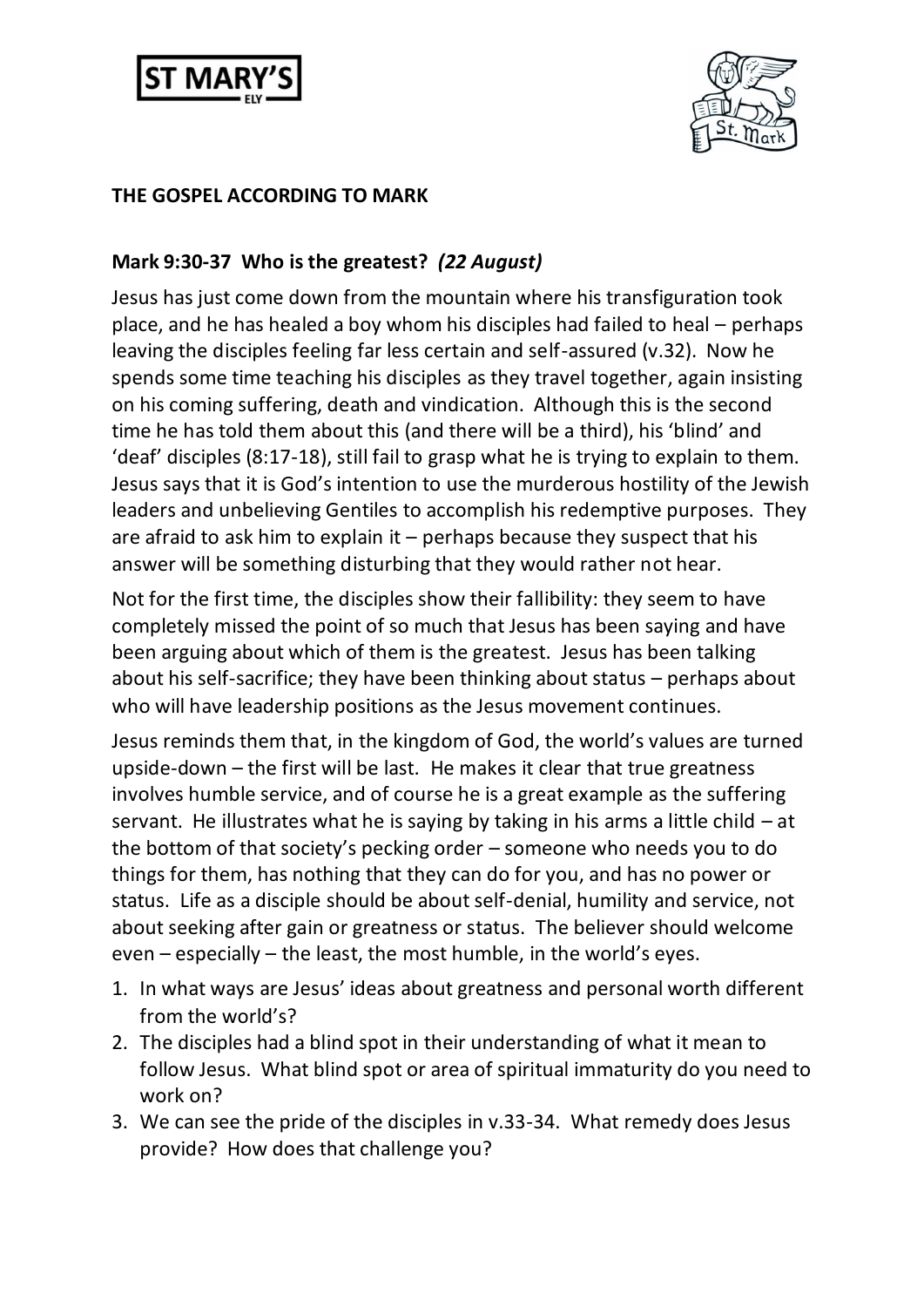**THE GOSPEL ACCORDING TO MARK**

**Mark 9:30-37 Who is the greatest?** ***(22 August)***

Jesus has just come down from the mountain where his transfiguration took place, and he has healed a boy whom his disciples had failed to heal – perhaps leaving the disciples feeling far less certain and self-assured (v.32). Now he spends some time teaching his disciples as they travel together, again insisting on his coming suffering, death and vindication. Although this is the second time he has told them about this (and there will be a third), his 'blind' and 'deaf' disciples (8:17-18), still fail to grasp what he is trying to explain to them. Jesus says that it is God's intention to use the murderous hostility of the Jewish leaders and unbelieving Gentiles to accomplish his redemptive purposes. They are afraid to ask him to explain it – perhaps because they suspect that his answer will be something disturbing that they would rather not hear.

Not for the first time, the disciples show their fallibility: they seem to have completely missed the point of so much that Jesus has been saying and have been arguing about which of them is the greatest. Jesus has been talking about his self-sacrifice; they have been thinking about status – perhaps about who will have leadership positions as the Jesus movement continues.

Jesus reminds them that, in the kingdom of God, the world's values are turned upside-down – the first will be last. He makes it clear that true greatness involves humble service, and of course he is a great example as the suffering servant. He illustrates what he is saying by taking in his arms a little child – at the bottom of that society's pecking order – someone who needs you to do things for them, has nothing that they can do for you, and has no power or status. Life as a disciple should be about self-denial, humility and service, not about seeking after gain or greatness or status. The believer should welcome even – especially – the least, the most humble, in the world's eyes.

1. In what ways are Jesus' ideas about greatness and personal worth different from the world's?
2. The disciples had a blind spot in their understanding of what it mean to follow Jesus. What blind spot or area of spiritual immaturity do you need to work on?
3. We can see the pride of the disciples in v.33-34. What remedy does Jesus provide? How does that challenge you?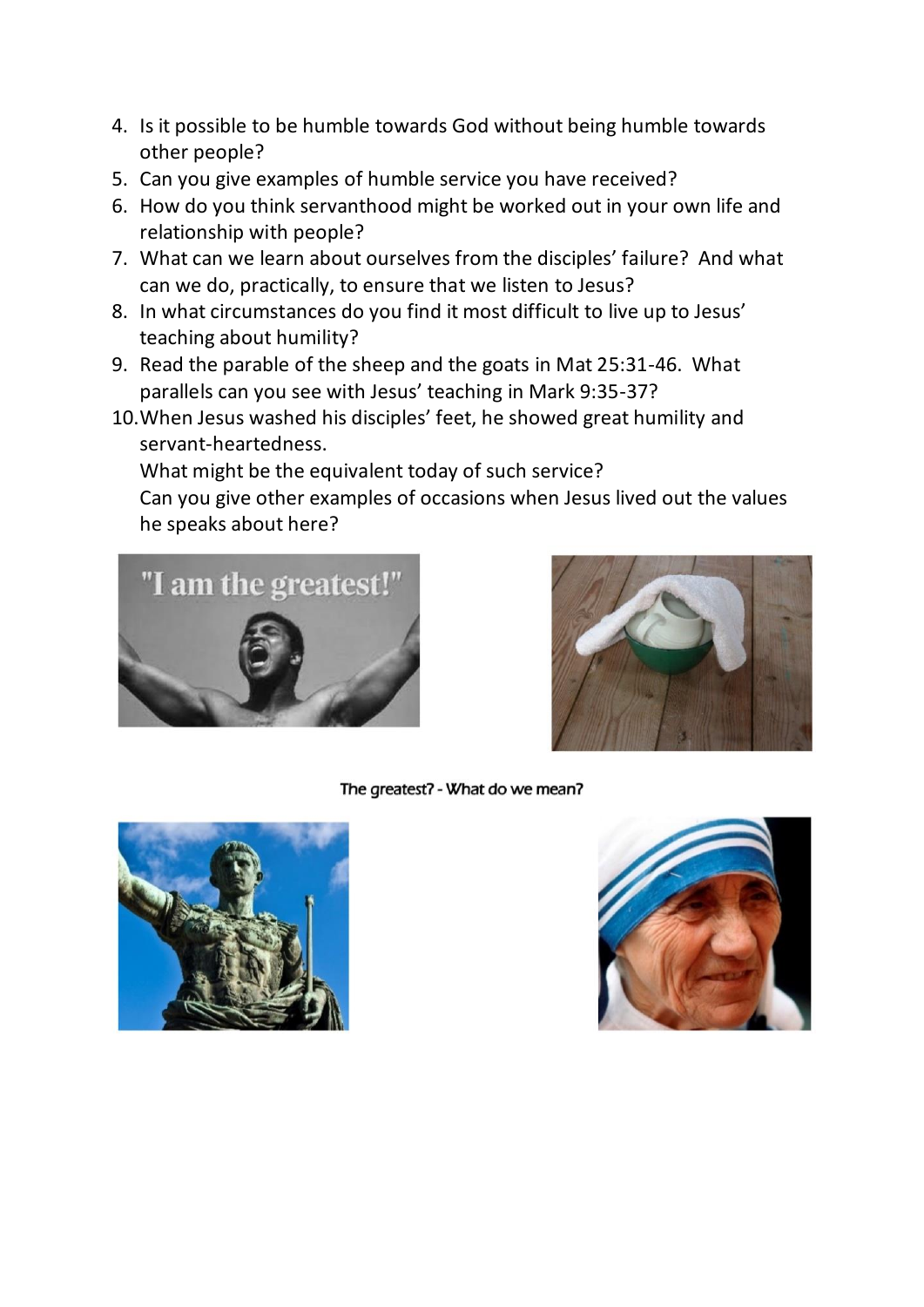4. Is it possible to be humble towards God without being humble towards other people?
5. Can you give examples of humble service you have received?
6. How do you think servanthood might be worked out in your own life and relationship with people?
7. What can we learn about ourselves from the disciples' failure? And what can we do, practically, to ensure that we listen to Jesus?
8. In what circumstances do you find it most difficult to live up to Jesus' teaching about humility?
9. Read the parable of the sheep and the goats in Mat 25:31-46. What parallels can you see with Jesus' teaching in Mark 9:35-37?
10. When Jesus washed his disciples' feet, he showed great humility and servant-heartedness.
    What might be the equivalent today of such service?
    Can you give other examples of occasions when Jesus lived out the values he speaks about here?

"I am the greatest!"

The greatest? - What do we mean?